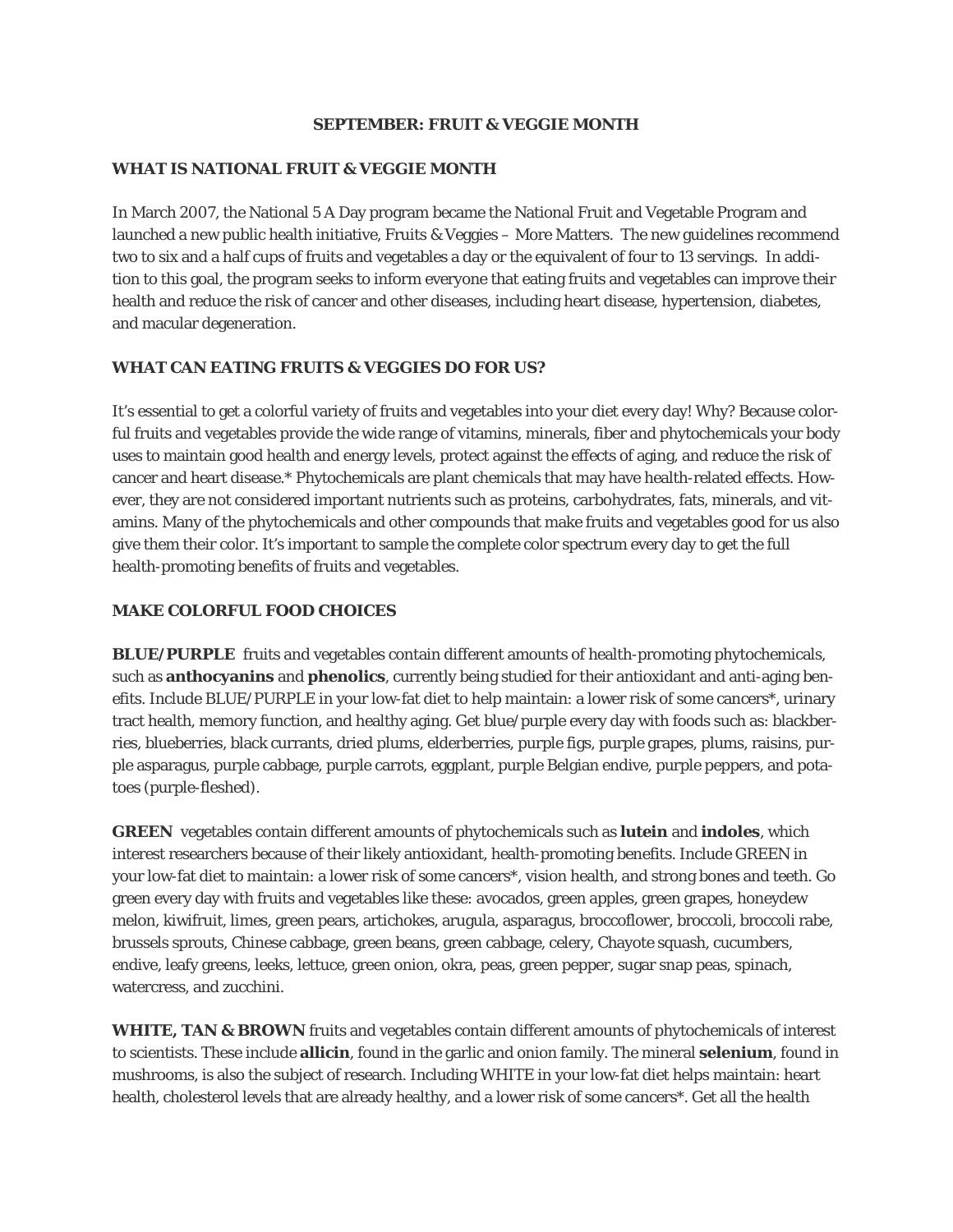# SEPTEMBER: FRUIT & VEGGIE MONTH

## WHAT IS NATIONAL FRUIT & VEGGIE MONTH

In March 2007, the National 5 A Day program became the National Fruit and Vegetable Program and launched a new public health initiative, Fruits & Veggies – More Matters. The new guidelines recommend two to six and a half cups of fruits and vegetables a day or the equivalent of four to 13 servings. In addition to this goal, the program seeks to inform everyone that eating fruits and vegetables can improve their health and reduce the risk of cancer and other diseases, including heart disease, hypertension, diabetes, and macular degeneration.

## WHAT CAN EATING FRUITS & VEGGIES DO FOR US?

It's essential to get a colorful variety of fruits and vegetables into your diet every day! Why? Because colorful fruits and vegetables provide the wide range of vitamins, minerals, fiber and phytochemicals your body uses to maintain good health and energy levels, protect against the effects of aging, and reduce the risk of cancer and heart disease.* Phytochemicals are plant chemicals that may have health-related effects. However, they are not considered important nutrients such as proteins, carbohydrates, fats, minerals, and vitamins. Many of the phytochemicals and other compounds that make fruits and vegetables good for us also give them their color. It's important to sample the complete color spectrum every day to get the full health-promoting benefits of fruits and vegetables.

## MAKE COLORFUL FOOD CHOICES

**BLUE/PURPLE** fruits and vegetables contain different amounts of health-promoting phytochemicals, such as **anthocyanins** and **phenolics**, currently being studied for their antioxidant and anti-aging benefits. Include BLUE/PURPLE in your low-fat diet to help maintain: a lower risk of some cancers*, urinary tract health, memory function, and healthy aging. Get blue/purple every day with foods such as: blackberries, blueberries, black currants, dried plums, elderberries, purple figs, purple grapes, plums, raisins, purple asparagus, purple cabbage, purple carrots, eggplant, purple Belgian endive, purple peppers, and potatoes (purple-fleshed).

**GREEN** vegetables contain different amounts of phytochemicals such as **lutein** and **indoles**, which interest researchers because of their likely antioxidant, health-promoting benefits. Include GREEN in your low-fat diet to maintain: a lower risk of some cancers*, vision health, and strong bones and teeth. Go green every day with fruits and vegetables like these: avocados, green apples, green grapes, honeydew melon, kiwifruit, limes, green pears, artichokes, arugula, asparagus, broccoflower, broccoli, broccoli rabe, brussels sprouts, Chinese cabbage, green beans, green cabbage, celery, Chayote squash, cucumbers, endive, leafy greens, leeks, lettuce, green onion, okra, peas, green pepper, sugar snap peas, spinach, watercress, and zucchini.

**WHITE, TAN & BROWN** fruits and vegetables contain different amounts of phytochemicals of interest to scientists. These include **allicin**, found in the garlic and onion family. The mineral **selenium**, found in mushrooms, is also the subject of research. Including WHITE in your low-fat diet helps maintain: heart health, cholesterol levels that are already healthy, and a lower risk of some cancers*. Get all the health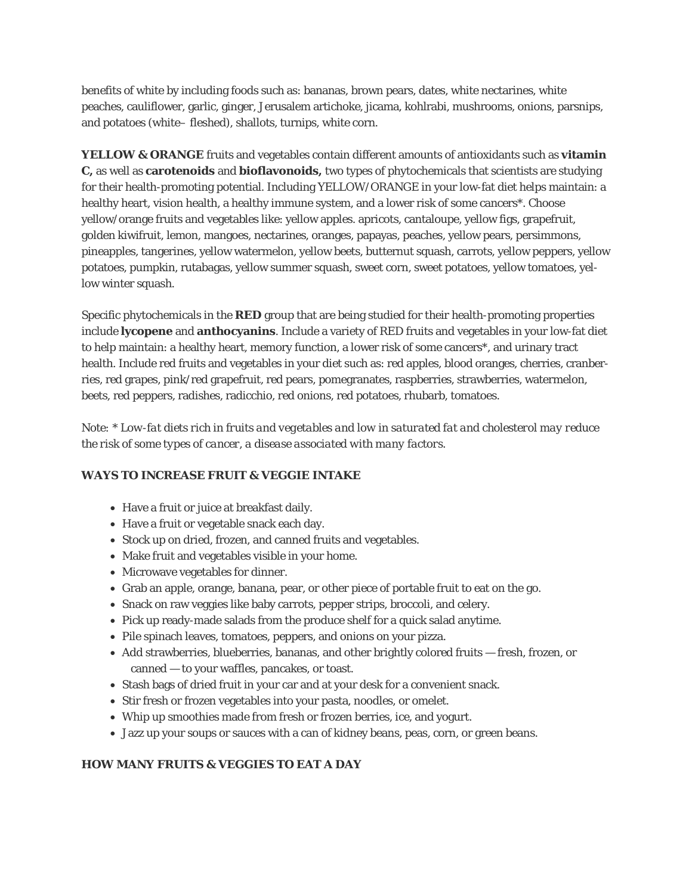benefits of white by including foods such as: bananas, brown pears, dates, white nectarines, white peaches, cauliflower, garlic, ginger, Jerusalem artichoke, jicama, kohlrabi, mushrooms, onions, parsnips, and potatoes (white– fleshed), shallots, turnips, white corn.

**YELLOW & ORANGE** fruits and vegetables contain different amounts of antioxidants such as **vitamin C,** as well as **carotenoids** and **bioflavonoids,** two types of phytochemicals that scientists are studying for their health-promoting potential. Including YELLOW/ORANGE in your low-fat diet helps maintain: a healthy heart, vision health, a healthy immune system, and a lower risk of some cancers*. Choose yellow/orange fruits and vegetables like: yellow apples. apricots, cantaloupe, yellow figs, grapefruit, golden kiwifruit, lemon, mangoes, nectarines, oranges, papayas, peaches, yellow pears, persimmons, pineapples, tangerines, yellow watermelon, yellow beets, butternut squash, carrots, yellow peppers, yellow potatoes, pumpkin, rutabagas, yellow summer squash, sweet corn, sweet potatoes, yellow tomatoes, yellow winter squash.

Specific phytochemicals in the **RED** group that are being studied for their health-promoting properties include **lycopene** and **anthocyanins**. Include a variety of RED fruits and vegetables in your low-fat diet to help maintain: a healthy heart, memory function, a lower risk of some cancers*, and urinary tract health. Include red fruits and vegetables in your diet such as: red apples, blood oranges, cherries, cranberries, red grapes, pink/red grapefruit, red pears, pomegranates, raspberries, strawberries, watermelon, beets, red peppers, radishes, radicchio, red onions, red potatoes, rhubarb, tomatoes.

Note: *\* Low-fat diets rich in fruits and vegetables and low in saturated fat and cholesterol may reduce the risk of some types of cancer, a disease associated with many factors.*

**WAYS TO INCREASE FRUIT & VEGGIE INTAKE**

- Have a fruit or juice at breakfast daily.
- Have a fruit or vegetable snack each day.
- Stock up on dried, frozen, and canned fruits and vegetables.
- Make fruit and vegetables visible in your home.
- Microwave vegetables for dinner.
- Grab an apple, orange, banana, pear, or other piece of portable fruit to eat on the go.
- Snack on raw veggies like baby carrots, pepper strips, broccoli, and celery.
- Pick up ready-made salads from the produce shelf for a quick salad anytime.
- Pile spinach leaves, tomatoes, peppers, and onions on your pizza.
- Add strawberries, blueberries, bananas, and other brightly colored fruits — fresh, frozen, or canned — to your waffles, pancakes, or toast.
- Stash bags of dried fruit in your car and at your desk for a convenient snack.
- Stir fresh or frozen vegetables into your pasta, noodles, or omelet.
- Whip up smoothies made from fresh or frozen berries, ice, and yogurt.
- Jazz up your soups or sauces with a can of kidney beans, peas, corn, or green beans.

**HOW MANY FRUITS & VEGGIES TO EAT A DAY**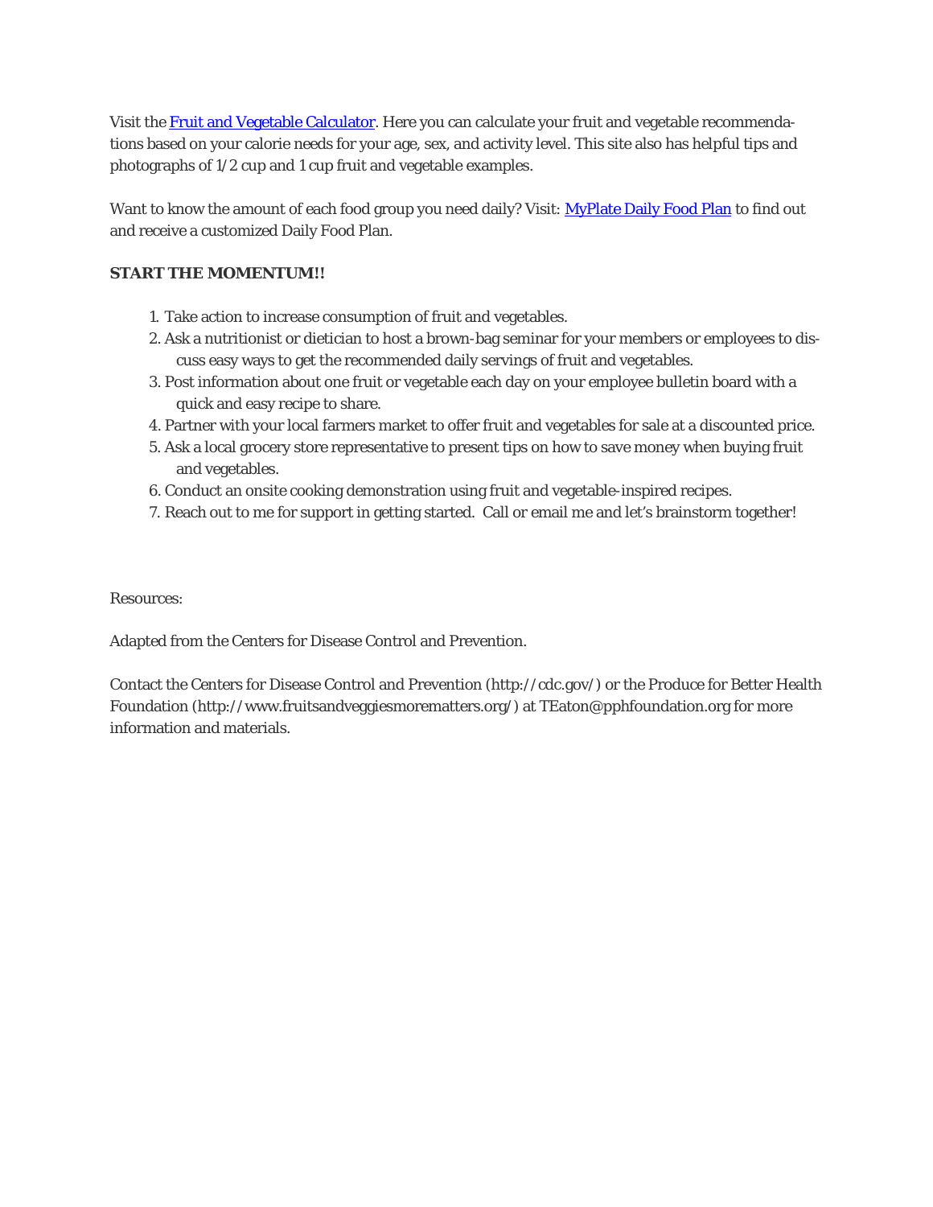Visit the [Fruit and Vegetable Calculator]. Here you can calculate your fruit and vegetable recommendations based on your calorie needs for your age, sex, and activity level. This site also has helpful tips and photographs of 1/2 cup and 1 cup fruit and vegetable examples.

Want to know the amount of each food group you need daily? Visit: [MyPlate Daily Food Plan] to find out and receive a customized Daily Food Plan.

**START THE MOMENTUM!!**

1. Take action to increase consumption of fruit and vegetables.
2. Ask a nutritionist or dietician to host a brown-bag seminar for your members or employees to discuss easy ways to get the recommended daily servings of fruit and vegetables.
3. Post information about one fruit or vegetable each day on your employee bulletin board with a quick and easy recipe to share.
4. Partner with your local farmers market to offer fruit and vegetables for sale at a discounted price.
5. Ask a local grocery store representative to present tips on how to save money when buying fruit and vegetables.
6. Conduct an onsite cooking demonstration using fruit and vegetable-inspired recipes.
7. Reach out to me for support in getting started. Call or email me and let's brainstorm together!

Resources:

Adapted from the Centers for Disease Control and Prevention.

Contact the Centers for Disease Control and Prevention (http://cdc.gov/) or the Produce for Better Health Foundation (http://www.fruitsandveggiesmorematters.org/) at TEaton@pphfoundation.org for more information and materials.